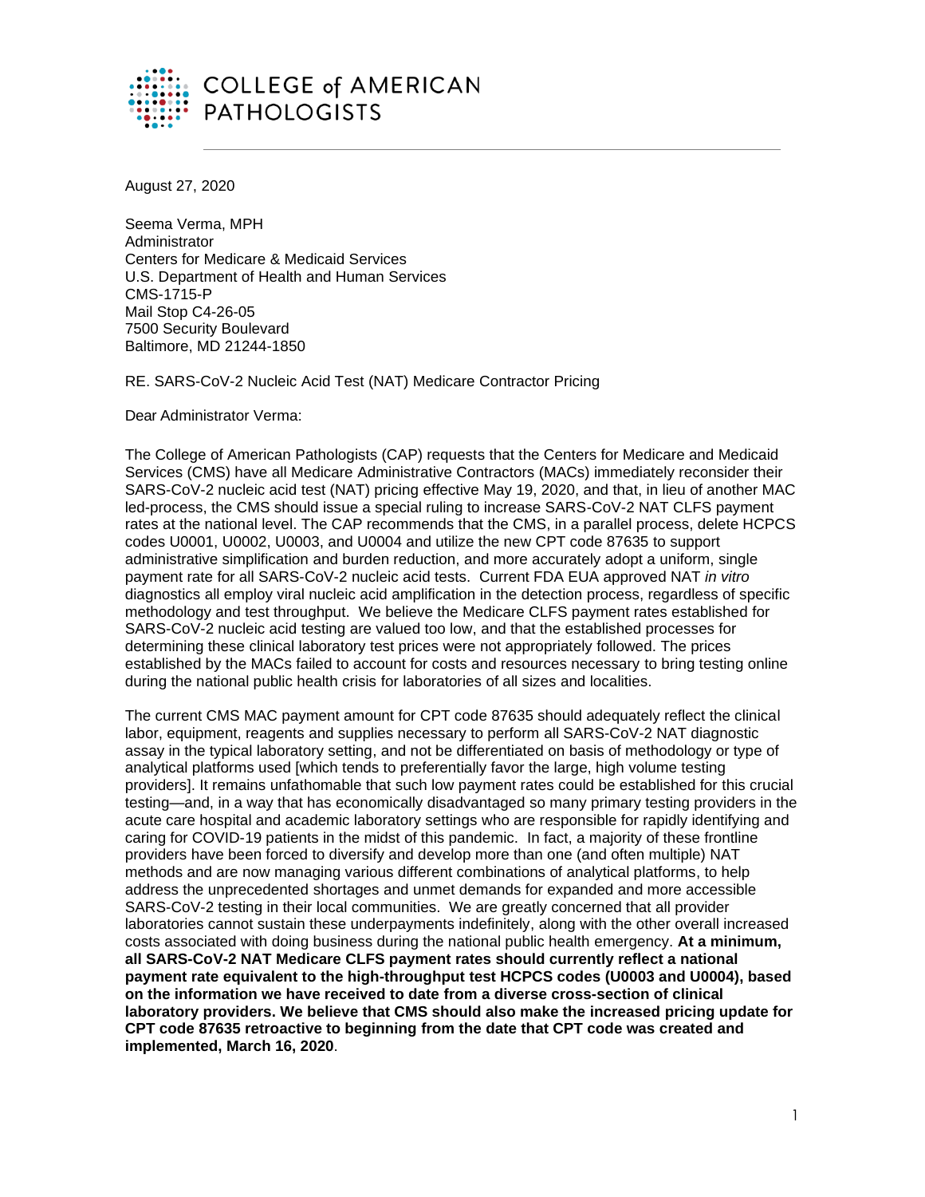COLLEGE of AMERICAN PATHOLOGISTS

August 27, 2020

Seema Verma, MPH
Administrator
Centers for Medicare & Medicaid Services
U.S. Department of Health and Human Services
CMS-1715-P
Mail Stop C4-26-05
7500 Security Boulevard
Baltimore, MD 21244-1850

RE. SARS-CoV-2 Nucleic Acid Test (NAT) Medicare Contractor Pricing

Dear Administrator Verma:

The College of American Pathologists (CAP) requests that the Centers for Medicare and Medicaid Services (CMS) have all Medicare Administrative Contractors (MACs) immediately reconsider their SARS-CoV-2 nucleic acid test (NAT) pricing effective May 19, 2020, and that, in lieu of another MAC led-process, the CMS should issue a special ruling to increase SARS-CoV-2 NAT CLFS payment rates at the national level. The CAP recommends that the CMS, in a parallel process, delete HCPCS codes U0001, U0002, U0003, and U0004 and utilize the new CPT code 87635 to support administrative simplification and burden reduction, and more accurately adopt a uniform, single payment rate for all SARS-CoV-2 nucleic acid tests. Current FDA EUA approved NAT *in vitro* diagnostics all employ viral nucleic acid amplification in the detection process, regardless of specific methodology and test throughput. We believe the Medicare CLFS payment rates established for SARS-CoV-2 nucleic acid testing are valued too low, and that the established processes for determining these clinical laboratory test prices were not appropriately followed. The prices established by the MACs failed to account for costs and resources necessary to bring testing online during the national public health crisis for laboratories of all sizes and localities.

The current CMS MAC payment amount for CPT code 87635 should adequately reflect the clinical labor, equipment, reagents and supplies necessary to perform all SARS-CoV-2 NAT diagnostic assay in the typical laboratory setting, and not be differentiated on basis of methodology or type of analytical platforms used [which tends to preferentially favor the large, high volume testing providers]. It remains unfathomable that such low payment rates could be established for this crucial testing—and, in a way that has economically disadvantaged so many primary testing providers in the acute care hospital and academic laboratory settings who are responsible for rapidly identifying and caring for COVID-19 patients in the midst of this pandemic. In fact, a majority of these frontline providers have been forced to diversify and develop more than one (and often multiple) NAT methods and are now managing various different combinations of analytical platforms, to help address the unprecedented shortages and unmet demands for expanded and more accessible SARS-CoV-2 testing in their local communities. We are greatly concerned that all provider laboratories cannot sustain these underpayments indefinitely, along with the other overall increased costs associated with doing business during the national public health emergency. **At a minimum, all SARS-CoV-2 NAT Medicare CLFS payment rates should currently reflect a national payment rate equivalent to the high-throughput test HCPCS codes (U0003 and U0004), based on the information we have received to date from a diverse cross-section of clinical laboratory providers. We believe that CMS should also make the increased pricing update for CPT code 87635 retroactive to beginning from the date that CPT code was created and implemented, March 16, 2020**.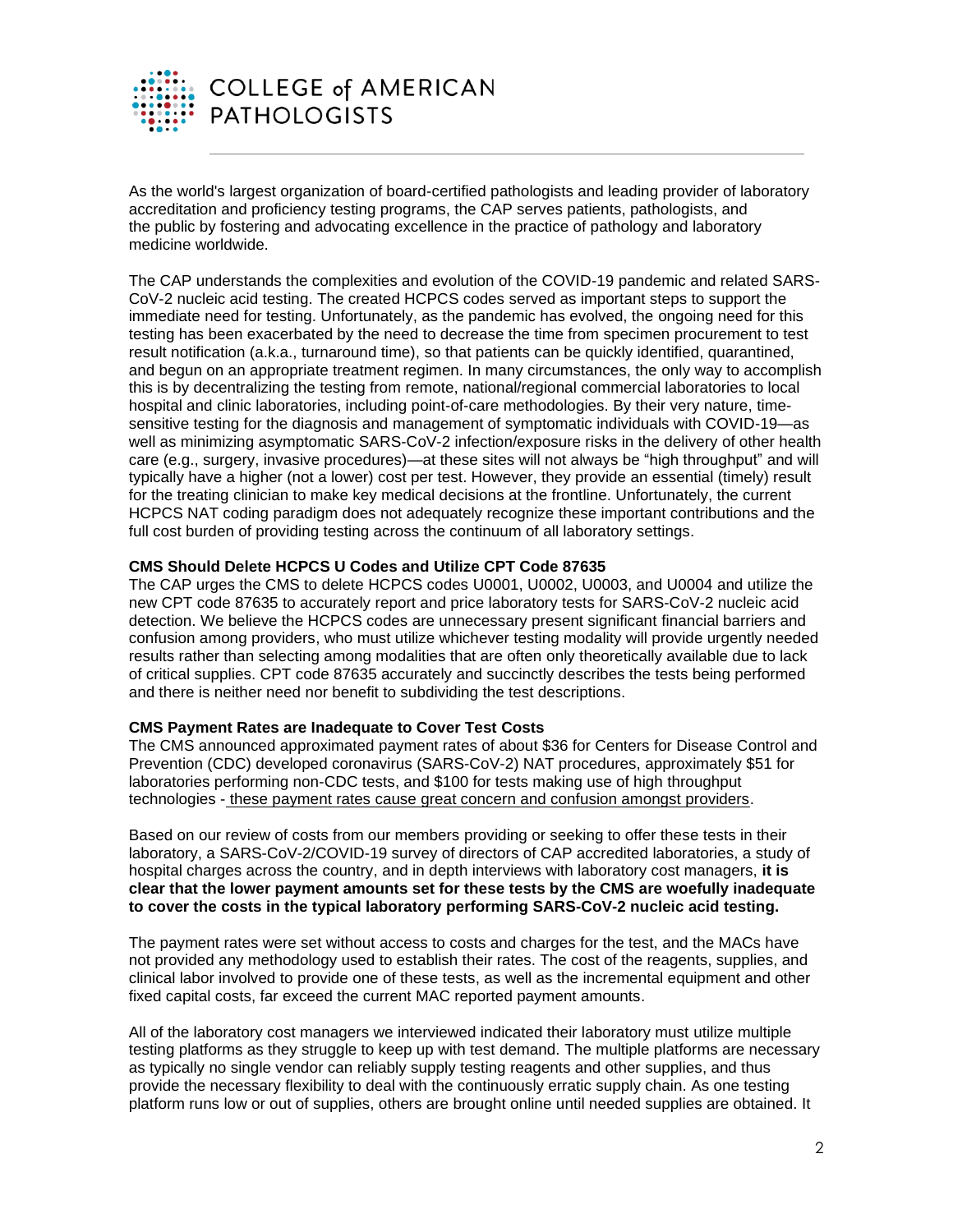As the world's largest organization of board-certified pathologists and leading provider of laboratory accreditation and proficiency testing programs, the CAP serves patients, pathologists, and the public by fostering and advocating excellence in the practice of pathology and laboratory medicine worldwide.

The CAP understands the complexities and evolution of the COVID-19 pandemic and related SARS-CoV-2 nucleic acid testing. The created HCPCS codes served as important steps to support the immediate need for testing. Unfortunately, as the pandemic has evolved, the ongoing need for this testing has been exacerbated by the need to decrease the time from specimen procurement to test result notification (a.k.a., turnaround time), so that patients can be quickly identified, quarantined, and begun on an appropriate treatment regimen. In many circumstances, the only way to accomplish this is by decentralizing the testing from remote, national/regional commercial laboratories to local hospital and clinic laboratories, including point-of-care methodologies. By their very nature, time-sensitive testing for the diagnosis and management of symptomatic individuals with COVID-19—as well as minimizing asymptomatic SARS-CoV-2 infection/exposure risks in the delivery of other health care (e.g., surgery, invasive procedures)—at these sites will not always be "high throughput" and will typically have a higher (not a lower) cost per test. However, they provide an essential (timely) result for the treating clinician to make key medical decisions at the frontline. Unfortunately, the current HCPCS NAT coding paradigm does not adequately recognize these important contributions and the full cost burden of providing testing across the continuum of all laboratory settings.

**CMS Should Delete HCPCS U Codes and Utilize CPT Code 87635**

The CAP urges the CMS to delete HCPCS codes U0001, U0002, U0003, and U0004 and utilize the new CPT code 87635 to accurately report and price laboratory tests for SARS-CoV-2 nucleic acid detection. We believe the HCPCS codes are unnecessary present significant financial barriers and confusion among providers, who must utilize whichever testing modality will provide urgently needed results rather than selecting among modalities that are often only theoretically available due to lack of critical supplies. CPT code 87635 accurately and succinctly describes the tests being performed and there is neither need nor benefit to subdividing the test descriptions.

**CMS Payment Rates are Inadequate to Cover Test Costs**

The CMS announced approximated payment rates of about $36 for Centers for Disease Control and Prevention (CDC) developed coronavirus (SARS-CoV-2) NAT procedures, approximately $51 for laboratories performing non-CDC tests, and $100 for tests making use of high throughput technologies - these payment rates cause great concern and confusion amongst providers.

Based on our review of costs from our members providing or seeking to offer these tests in their laboratory, a SARS-CoV-2/COVID-19 survey of directors of CAP accredited laboratories, a study of hospital charges across the country, and in depth interviews with laboratory cost managers, **it is clear that the lower payment amounts set for these tests by the CMS are woefully inadequate to cover the costs in the typical laboratory performing SARS-CoV-2 nucleic acid testing.**

The payment rates were set without access to costs and charges for the test, and the MACs have not provided any methodology used to establish their rates. The cost of the reagents, supplies, and clinical labor involved to provide one of these tests, as well as the incremental equipment and other fixed capital costs, far exceed the current MAC reported payment amounts.

All of the laboratory cost managers we interviewed indicated their laboratory must utilize multiple testing platforms as they struggle to keep up with test demand. The multiple platforms are necessary as typically no single vendor can reliably supply testing reagents and other supplies, and thus provide the necessary flexibility to deal with the continuously erratic supply chain. As one testing platform runs low or out of supplies, others are brought online until needed supplies are obtained. It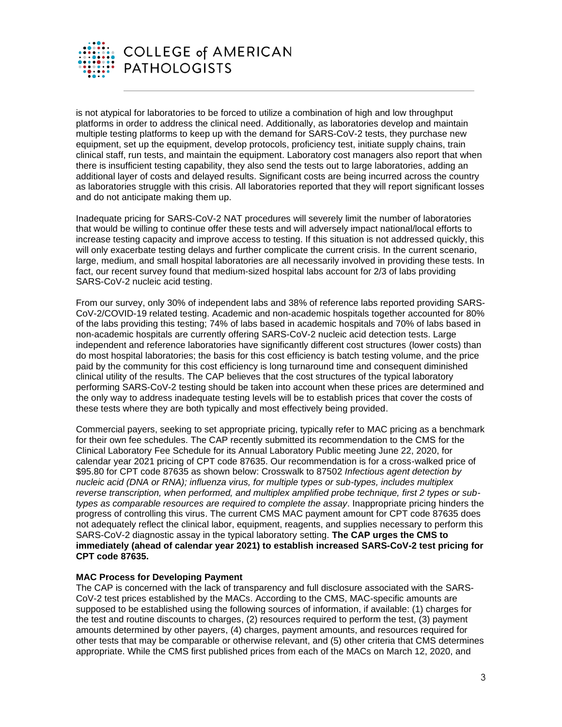is not atypical for laboratories to be forced to utilize a combination of high and low throughput platforms in order to address the clinical need. Additionally, as laboratories develop and maintain multiple testing platforms to keep up with the demand for SARS-CoV-2 tests, they purchase new equipment, set up the equipment, develop protocols, proficiency test, initiate supply chains, train clinical staff, run tests, and maintain the equipment. Laboratory cost managers also report that when there is insufficient testing capability, they also send the tests out to large laboratories, adding an additional layer of costs and delayed results. Significant costs are being incurred across the country as laboratories struggle with this crisis. All laboratories reported that they will report significant losses and do not anticipate making them up.

Inadequate pricing for SARS-CoV-2 NAT procedures will severely limit the number of laboratories that would be willing to continue offer these tests and will adversely impact national/local efforts to increase testing capacity and improve access to testing. If this situation is not addressed quickly, this will only exacerbate testing delays and further complicate the current crisis. In the current scenario, large, medium, and small hospital laboratories are all necessarily involved in providing these tests. In fact, our recent survey found that medium-sized hospital labs account for 2/3 of labs providing SARS-CoV-2 nucleic acid testing.

From our survey, only 30% of independent labs and 38% of reference labs reported providing SARS-CoV-2/COVID-19 related testing. Academic and non-academic hospitals together accounted for 80% of the labs providing this testing; 74% of labs based in academic hospitals and 70% of labs based in non-academic hospitals are currently offering SARS-CoV-2 nucleic acid detection tests. Large independent and reference laboratories have significantly different cost structures (lower costs) than do most hospital laboratories; the basis for this cost efficiency is batch testing volume, and the price paid by the community for this cost efficiency is long turnaround time and consequent diminished clinical utility of the results. The CAP believes that the cost structures of the typical laboratory performing SARS-CoV-2 testing should be taken into account when these prices are determined and the only way to address inadequate testing levels will be to establish prices that cover the costs of these tests where they are both typically and most effectively being provided.

Commercial payers, seeking to set appropriate pricing, typically refer to MAC pricing as a benchmark for their own fee schedules. The CAP recently submitted its recommendation to the CMS for the Clinical Laboratory Fee Schedule for its Annual Laboratory Public meeting June 22, 2020, for calendar year 2021 pricing of CPT code 87635. Our recommendation is for a cross-walked price of $95.80 for CPT code 87635 as shown below: Crosswalk to 87502 *Infectious agent detection by nucleic acid (DNA or RNA); influenza virus, for multiple types or sub-types, includes multiplex reverse transcription, when performed, and multiplex amplified probe technique, first 2 types or sub-types as comparable resources are required to complete the assay*. Inappropriate pricing hinders the progress of controlling this virus. The current CMS MAC payment amount for CPT code 87635 does not adequately reflect the clinical labor, equipment, reagents, and supplies necessary to perform this SARS-CoV-2 diagnostic assay in the typical laboratory setting. **The CAP urges the CMS to immediately (ahead of calendar year 2021) to establish increased SARS-CoV-2 test pricing for CPT code 87635.**

**MAC Process for Developing Payment**

The CAP is concerned with the lack of transparency and full disclosure associated with the SARS-CoV-2 test prices established by the MACs. According to the CMS, MAC-specific amounts are supposed to be established using the following sources of information, if available: (1) charges for the test and routine discounts to charges, (2) resources required to perform the test, (3) payment amounts determined by other payers, (4) charges, payment amounts, and resources required for other tests that may be comparable or otherwise relevant, and (5) other criteria that CMS determines appropriate. While the CMS first published prices from each of the MACs on March 12, 2020, and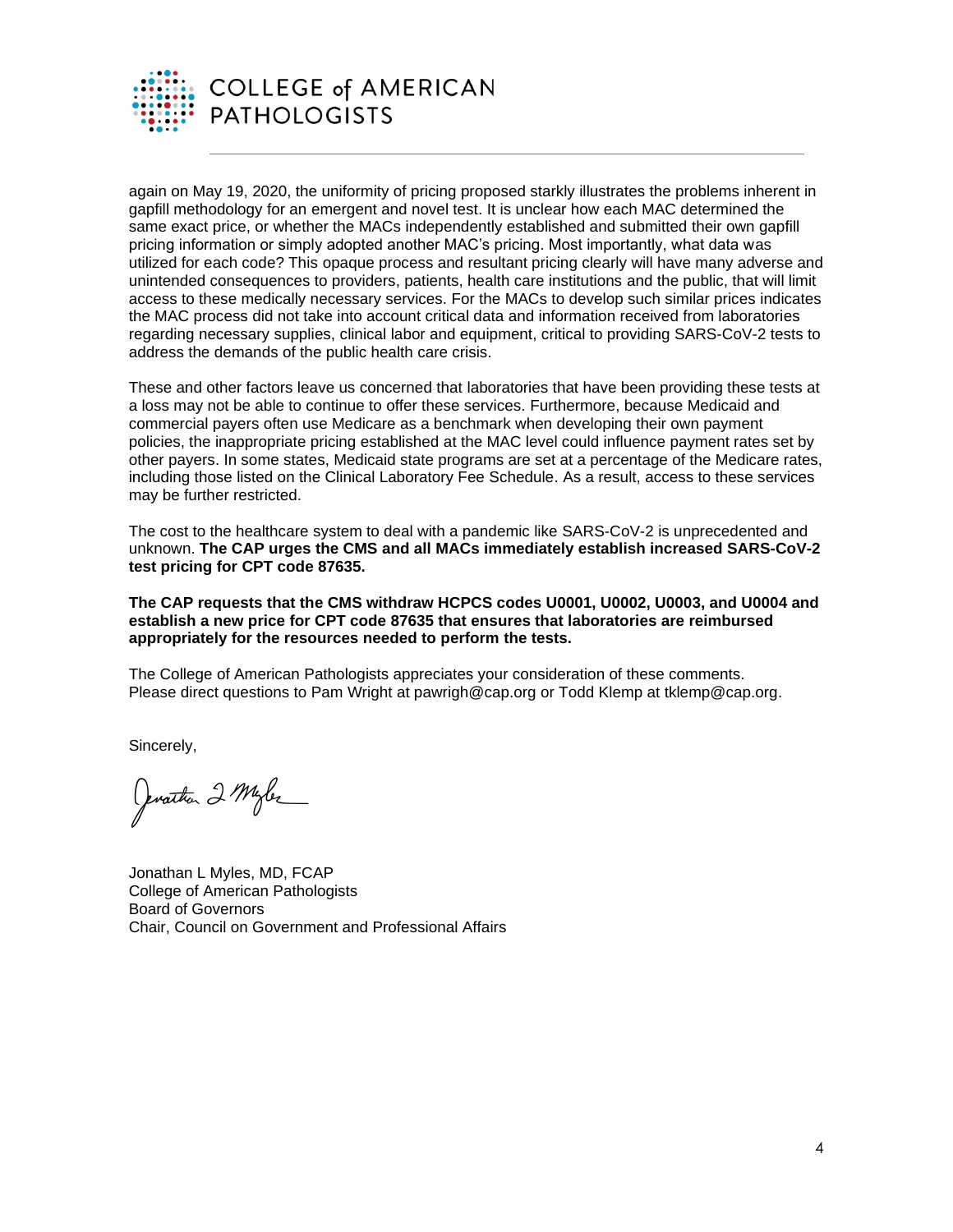again on May 19, 2020, the uniformity of pricing proposed starkly illustrates the problems inherent in gapfill methodology for an emergent and novel test. It is unclear how each MAC determined the same exact price, or whether the MACs independently established and submitted their own gapfill pricing information or simply adopted another MAC's pricing. Most importantly, what data was utilized for each code? This opaque process and resultant pricing clearly will have many adverse and unintended consequences to providers, patients, health care institutions and the public, that will limit access to these medically necessary services. For the MACs to develop such similar prices indicates the MAC process did not take into account critical data and information received from laboratories regarding necessary supplies, clinical labor and equipment, critical to providing SARS-CoV-2 tests to address the demands of the public health care crisis.

These and other factors leave us concerned that laboratories that have been providing these tests at a loss may not be able to continue to offer these services. Furthermore, because Medicaid and commercial payers often use Medicare as a benchmark when developing their own payment policies, the inappropriate pricing established at the MAC level could influence payment rates set by other payers. In some states, Medicaid state programs are set at a percentage of the Medicare rates, including those listed on the Clinical Laboratory Fee Schedule. As a result, access to these services may be further restricted.

The cost to the healthcare system to deal with a pandemic like SARS-CoV-2 is unprecedented and unknown. **The CAP urges the CMS and all MACs immediately establish increased SARS-CoV-2 test pricing for CPT code 87635.**

**The CAP requests that the CMS withdraw HCPCS codes U0001, U0002, U0003, and U0004 and establish a new price for CPT code 87635 that ensures that laboratories are reimbursed appropriately for the resources needed to perform the tests.**

The College of American Pathologists appreciates your consideration of these comments. Please direct questions to Pam Wright at pawrigh@cap.org or Todd Klemp at tklemp@cap.org.

Sincerely,

Jonathan L Myles, MD, FCAP
College of American Pathologists
Board of Governors
Chair, Council on Government and Professional Affairs